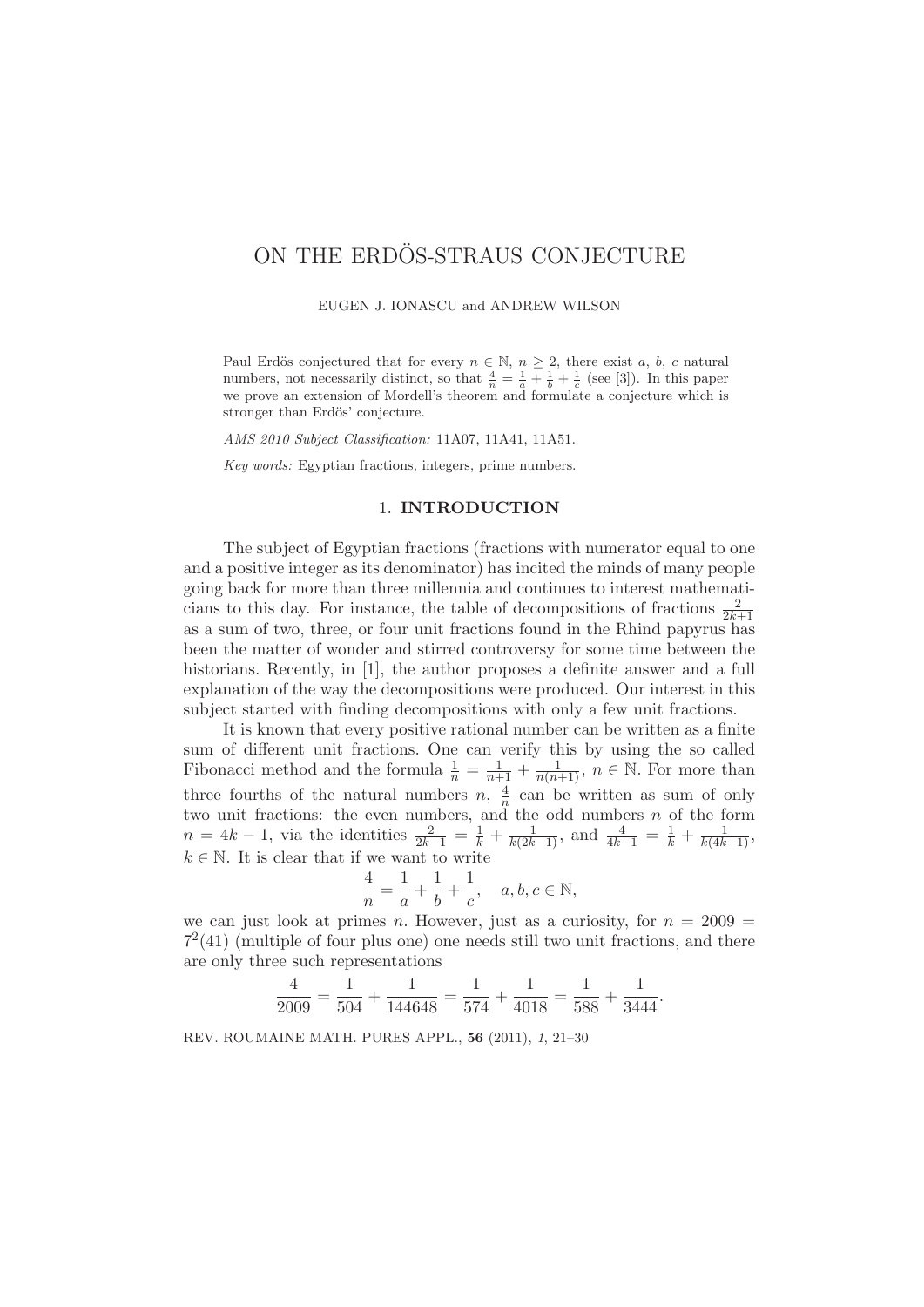# ON THE ERDÖS-STRAUS CONJECTURE

EUGEN J. IONASCU and ANDREW WILSON

Paul Erdös conjectured that for every $n \in \mathbb{N}$, $n \geq 2$, there exist $a$, $b$, $c$ natural numbers, not necessarily distinct, so that $\frac{4}{n} = \frac{1}{a} + \frac{1}{b} + \frac{1}{c}$ (see [3]). In this paper we prove an extension of Mordell's theorem and formulate a conjecture which is stronger than Erdös' conjecture.

*AMS 2010 Subject Classification:* 11A07, 11A41, 11A51.

*Key words:* Egyptian fractions, integers, prime numbers.

## 1. INTRODUCTION

The subject of Egyptian fractions (fractions with numerator equal to one and a positive integer as its denominator) has incited the minds of many people going back for more than three millennia and continues to interest mathematicians to this day. For instance, the table of decompositions of fractions $\frac{2}{2k+1}$ as a sum of two, three, or four unit fractions found in the Rhind papyrus has been the matter of wonder and stirred controversy for some time between the historians. Recently, in [1], the author proposes a definite answer and a full explanation of the way the decompositions were produced. Our interest in this subject started with finding decompositions with only a few unit fractions.

It is known that every positive rational number can be written as a finite sum of different unit fractions. One can verify this by using the so called Fibonacci method and the formula $\frac{1}{n} = \frac{1}{n+1} + \frac{1}{n(n+1)}$, $n \in \mathbb{N}$. For more than three fourths of the natural numbers $n$, $\frac{4}{n}$ can be written as sum of only two unit fractions: the even numbers, and the odd numbers $n$ of the form $n = 4k-1$, via the identities $\frac{2}{2k-1} = \frac{1}{k} + \frac{1}{k(2k-1)}$, and $\frac{4}{4k-1} = \frac{1}{k} + \frac{1}{k(4k-1)}$, $k \in \mathbb{N}$. It is clear that if we want to write

$$\frac{4}{n} = \frac{1}{a} + \frac{1}{b} + \frac{1}{c}, \quad a, b, c \in \mathbb{N},$$

we can just look at primes $n$. However, just as a curiosity, for $n = 2009 = 7^2(41)$ (multiple of four plus one) one needs still two unit fractions, and there are only three such representations

$$\frac{4}{2009} = \frac{1}{504} + \frac{1}{144648} = \frac{1}{574} + \frac{1}{4018} = \frac{1}{588} + \frac{1}{3444}.$$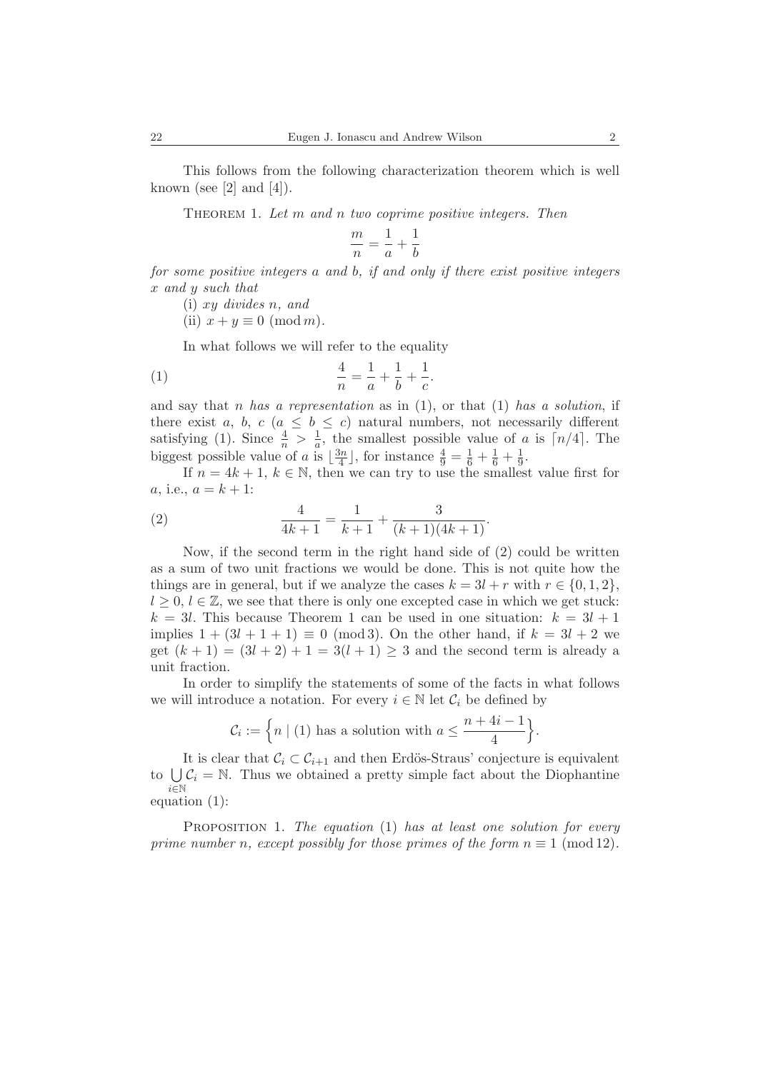This follows from the following characterization theorem which is well known (see [2] and [4]).

THEOREM 1. *Let $m$ and $n$ two coprime positive integers. Then*

$$\frac{m}{n} = \frac{1}{a} + \frac{1}{b}$$

*for some positive integers $a$ and $b$, if and only if there exist positive integers $x$ and $y$ such that*

(i) *$xy$ divides $n$, and*

(ii) *$x + y \equiv 0 \pmod{m}$.*

In what follows we will refer to the equality

$$\frac{4}{n} = \frac{1}{a} + \frac{1}{b} + \frac{1}{c}. \tag{1}$$

and say that $n$ *has a representation* as in (1), or that (1) *has a solution*, if there exist $a$, $b$, $c$ ($a \leq b \leq c$) natural numbers, not necessarily different satisfying (1). Since $\frac{4}{n} > \frac{1}{a}$, the smallest possible value of $a$ is $\lceil n/4 \rceil$. The biggest possible value of $a$ is $\lfloor \frac{3n}{4} \rfloor$, for instance $\frac{4}{9} = \frac{1}{6} + \frac{1}{6} + \frac{1}{9}$.

If $n = 4k + 1$, $k \in \mathbb{N}$, then we can try to use the smallest value first for $a$, i.e., $a = k + 1$:

$$\frac{4}{4k+1} = \frac{1}{k+1} + \frac{3}{(k+1)(4k+1)}. \tag{2}$$

Now, if the second term in the right hand side of (2) could be written as a sum of two unit fractions we would be done. This is not quite how the things are in general, but if we analyze the cases $k = 3l + r$ with $r \in \{0, 1, 2\}$, $l \geq 0$, $l \in \mathbb{Z}$, we see that there is only one excepted case in which we get stuck: $k = 3l$. This because Theorem 1 can be used in one situation: $k = 3l + 1$ implies $1 + (3l + 1 + 1) \equiv 0 \pmod{3}$. On the other hand, if $k = 3l + 2$ we get $(k + 1) = (3l + 2) + 1 = 3(l + 1) \geq 3$ and the second term is already a unit fraction.

In order to simplify the statements of some of the facts in what follows we will introduce a notation. For every $i \in \mathbb{N}$ let $\mathcal{C}_i$ be defined by

$$\mathcal{C}_i := \Big\{ n \mid (1) \text{ has a solution with } a \leq \frac{n + 4i - 1}{4} \Big\}.$$

It is clear that $\mathcal{C}_i \subset \mathcal{C}_{i+1}$ and then Erdös-Straus' conjecture is equivalent to $\bigcup_{i \in \mathbb{N}} \mathcal{C}_i = \mathbb{N}$. Thus we obtained a pretty simple fact about the Diophantine equation (1):

PROPOSITION 1. *The equation (1) has at least one solution for every prime number $n$, except possibly for those primes of the form $n \equiv 1 \pmod{12}$.*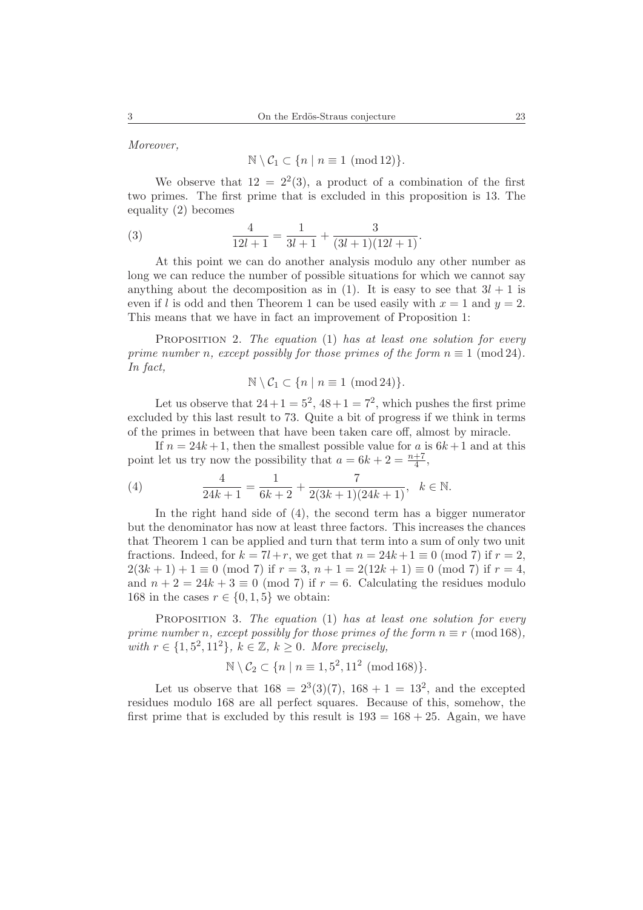*Moreover,*

$$\mathbb{N} \setminus \mathcal{C}_1 \subset \{n \mid n \equiv 1 \pmod{12}\}.$$

We observe that $12 = 2^2(3)$, a product of a combination of the first two primes. The first prime that is excluded in this proposition is 13. The equality (2) becomes

$$\frac{4}{12l+1} = \frac{1}{3l+1} + \frac{3}{(3l+1)(12l+1)}. \tag{3}$$

At this point we can do another analysis modulo any other number as long we can reduce the number of possible situations for which we cannot say anything about the decomposition as in (1). It is easy to see that $3l + 1$ is even if $l$ is odd and then Theorem 1 can be used easily with $x = 1$ and $y = 2$. This means that we have in fact an improvement of Proposition 1:

Proposition 2. *The equation* (1) *has at least one solution for every prime number $n$, except possibly for those primes of the form $n \equiv 1 \pmod{24}$. In fact,*

$$\mathbb{N} \setminus \mathcal{C}_1 \subset \{n \mid n \equiv 1 \pmod{24}\}.$$

Let us observe that $24+1 = 5^2$, $48+1 = 7^2$, which pushes the first prime excluded by this last result to 73. Quite a bit of progress if we think in terms of the primes in between that have been taken care off, almost by miracle.

If $n = 24k+1$, then the smallest possible value for $a$ is $6k+1$ and at this point let us try now the possibility that $a = 6k + 2 = \frac{n+7}{4}$,

$$\frac{4}{24k+1} = \frac{1}{6k+2} + \frac{7}{2(3k+1)(24k+1)}, \quad k \in \mathbb{N}. \tag{4}$$

In the right hand side of (4), the second term has a bigger numerator but the denominator has now at least three factors. This increases the chances that Theorem 1 can be applied and turn that term into a sum of only two unit fractions. Indeed, for $k = 7l+r$, we get that $n = 24k+1 \equiv 0 \pmod 7$ if $r = 2$, $2(3k + 1) + 1 \equiv 0 \pmod 7$ if $r = 3$, $n + 1 = 2(12k + 1) \equiv 0 \pmod 7$ if $r = 4$, and $n + 2 = 24k + 3 \equiv 0 \pmod 7$ if $r = 6$. Calculating the residues modulo 168 in the cases $r \in \{0, 1, 5\}$ we obtain:

Proposition 3. *The equation* (1) *has at least one solution for every prime number $n$, except possibly for those primes of the form $n \equiv r \pmod{168}$, with $r \in \{1, 5^2, 11^2\}$, $k \in \mathbb{Z}$, $k \geq 0$. More precisely,*

$$\mathbb{N} \setminus \mathcal{C}_2 \subset \{n \mid n \equiv 1, 5^2, 11^2 \pmod{168}\}.$$

Let us observe that $168 = 2^3(3)(7)$, $168 + 1 = 13^2$, and the excepted residues modulo 168 are all perfect squares. Because of this, somehow, the first prime that is excluded by this result is $193 = 168 + 25$. Again, we have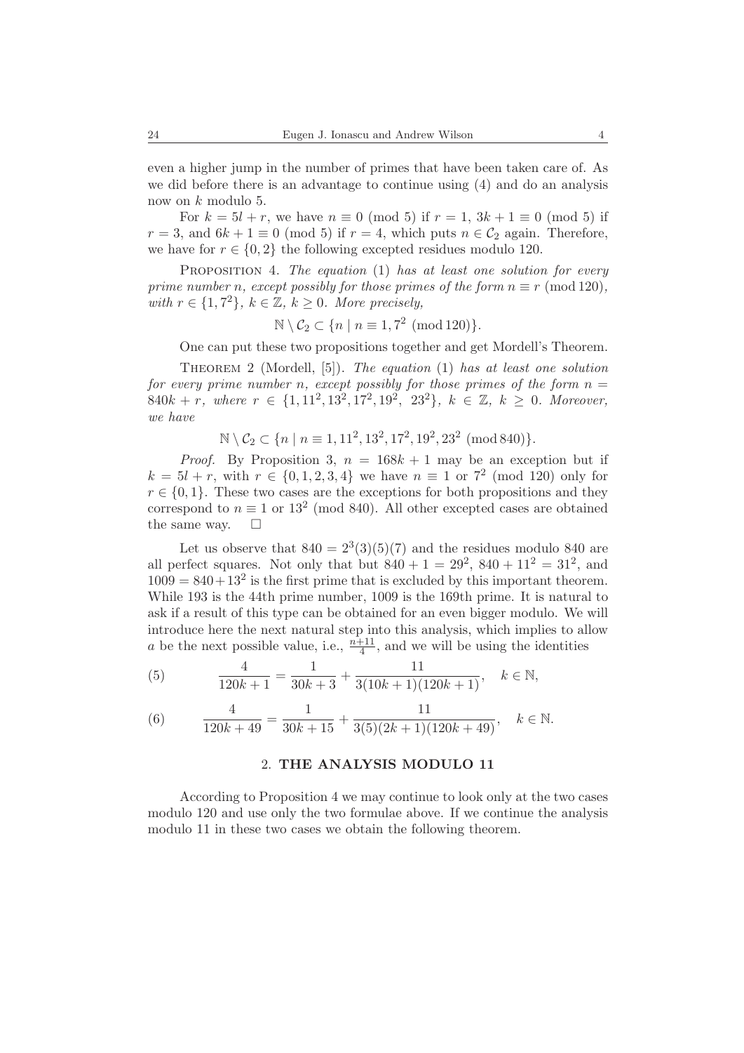even a higher jump in the number of primes that have been taken care of. As we did before there is an advantage to continue using (4) and do an analysis now on $k$ modulo 5.

For $k = 5l + r$, we have $n \equiv 0 \pmod 5$ if $r = 1$, $3k + 1 \equiv 0 \pmod 5$ if $r = 3$, and $6k + 1 \equiv 0 \pmod 5$ if $r = 4$, which puts $n \in \mathcal{C}_2$ again. Therefore, we have for $r \in \{0, 2\}$ the following excepted residues modulo 120.

Proposition 4. *The equation* (1) *has at least one solution for every prime number $n$, except possibly for those primes of the form $n \equiv r \pmod{120}$, with $r \in \{1, 7^2\}$, $k \in \mathbb{Z}$, $k \geq 0$. More precisely,*

$$\mathbb{N} \setminus \mathcal{C}_2 \subset \{n \mid n \equiv 1, 7^2 \pmod{120}\}.$$

One can put these two propositions together and get Mordell's Theorem.

Theorem 2 (Mordell, [5]). *The equation* (1) *has at least one solution for every prime number $n$, except possibly for those primes of the form $n = 840k + r$, where $r \in \{1, 11^2, 13^2, 17^2, 19^2, 23^2\}$, $k \in \mathbb{Z}$, $k \geq 0$. Moreover, we have*

$$\mathbb{N} \setminus \mathcal{C}_2 \subset \{n \mid n \equiv 1, 11^2, 13^2, 17^2, 19^2, 23^2 \pmod{840}\}.$$

*Proof.* By Proposition 3, $n = 168k + 1$ may be an exception but if $k = 5l + r$, with $r \in \{0, 1, 2, 3, 4\}$ we have $n \equiv 1$ or $7^2 \pmod{120}$ only for $r \in \{0, 1\}$. These two cases are the exceptions for both propositions and they correspond to $n \equiv 1$ or $13^2 \pmod{840}$. All other excepted cases are obtained the same way. $\square$

Let us observe that $840 = 2^3(3)(5)(7)$ and the residues modulo 840 are all perfect squares. Not only that but $840 + 1 = 29^2$, $840 + 11^2 = 31^2$, and $1009 = 840 + 13^2$ is the first prime that is excluded by this important theorem. While 193 is the 44th prime number, 1009 is the 169th prime. It is natural to ask if a result of this type can be obtained for an even bigger modulo. We will introduce here the next natural step into this analysis, which implies to allow $a$ be the next possible value, i.e., $\frac{n+11}{4}$, and we will be using the identities

$$\frac{4}{120k + 1} = \frac{1}{30k + 3} + \frac{11}{3(10k + 1)(120k + 1)}, \quad k \in \mathbb{N}, \tag{5}$$

$$\frac{4}{120k + 49} = \frac{1}{30k + 15} + \frac{11}{3(5)(2k + 1)(120k + 49)}, \quad k \in \mathbb{N}. \tag{6}$$

## 2. THE ANALYSIS MODULO 11

According to Proposition 4 we may continue to look only at the two cases modulo 120 and use only the two formulae above. If we continue the analysis modulo 11 in these two cases we obtain the following theorem.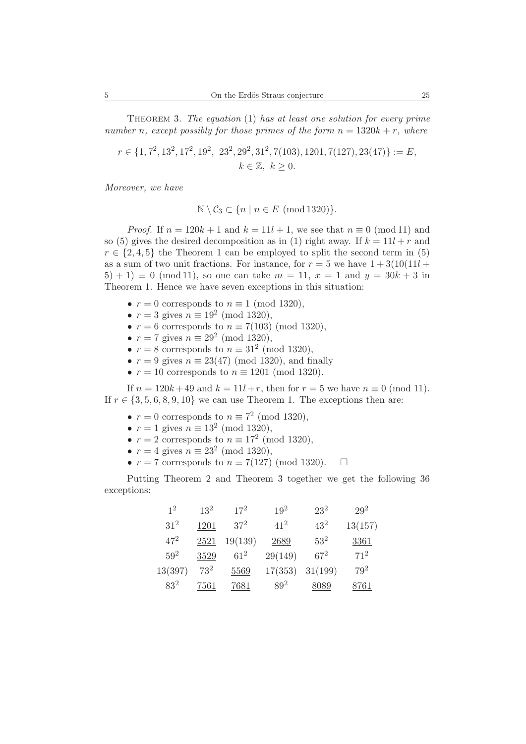Theorem 3. *The equation* (1) *has at least one solution for every prime number $n$, except possibly for those primes of the form $n = 1320k + r$, where*

$$r \in \{1, 7^2, 13^2, 17^2, 19^2,\ 23^2, 29^2, 31^2, 7(103), 1201, 7(127), 23(47)\} := E,$$
$$k \in \mathbb{Z},\ k \geq 0.$$

*Moreover, we have*

$$\mathbb{N} \setminus \mathcal{C}_3 \subset \{n \mid n \in E \ (\operatorname{mod} 1320)\}.$$

*Proof.* If $n = 120k + 1$ and $k = 11l + 1$, we see that $n \equiv 0 \ (\operatorname{mod} 11)$ and so (5) gives the desired decomposition as in (1) right away. If $k = 11l + r$ and $r \in \{2, 4, 5\}$ the Theorem 1 can be employed to split the second term in (5) as a sum of two unit fractions. For instance, for $r = 5$ we have $1 + 3(10(11l + 5) + 1) \equiv 0 \ (\operatorname{mod} 11)$, so one can take $m = 11$, $x = 1$ and $y = 30k + 3$ in Theorem 1. Hence we have seven exceptions in this situation:

- $r = 0$ corresponds to $n \equiv 1 \ (\text{mod } 1320)$,
- $r = 3$ gives $n \equiv 19^2 \ (\text{mod } 1320)$,
- $r = 6$ corresponds to $n \equiv 7(103) \ (\text{mod } 1320)$,
- $r = 7$ gives $n \equiv 29^2 \ (\text{mod } 1320)$,
- $r = 8$ corresponds to $n \equiv 31^2 \ (\text{mod } 1320)$,
- $r = 9$ gives $n \equiv 23(47) \ (\text{mod } 1320)$, and finally
- $r = 10$ corresponds to $n \equiv 1201 \ (\text{mod } 1320)$.

If $n = 120k + 49$ and $k = 11l + r$, then for $r = 5$ we have $n \equiv 0 \ (\operatorname{mod} 11)$. If $r \in \{3, 5, 6, 8, 9, 10\}$ we can use Theorem 1. The exceptions then are:

- $r = 0$ corresponds to $n \equiv 7^2 \ (\text{mod } 1320)$,
- $r = 1$ gives $n \equiv 13^2 \ (\text{mod } 1320)$,
- $r = 2$ corresponds to $n \equiv 17^2 \ (\text{mod } 1320)$,
- $r = 4$ gives $n \equiv 23^2 \ (\text{mod } 1320)$,
- $r = 7$ corresponds to $n \equiv 7(127) \ (\text{mod } 1320)$. $\square$

Putting Theorem 2 and Theorem 3 together we get the following 36 exceptions:

| | | | | | |
|---|---|---|---|---|---|
| $1^2$ | $13^2$ | $17^2$ | $19^2$ | $23^2$ | $29^2$ |
| $31^2$ | $\underline{1201}$ | $37^2$ | $41^2$ | $43^2$ | $13(157)$ |
| $47^2$ | $\underline{2521}$ | $19(139)$ | $\underline{2689}$ | $53^2$ | $\underline{3361}$ |
| $59^2$ | $\underline{3529}$ | $61^2$ | $29(149)$ | $67^2$ | $71^2$ |
| $13(397)$ | $73^2$ | $\underline{5569}$ | $17(353)$ | $31(199)$ | $79^2$ |
| $83^2$ | $\underline{7561}$ | $\underline{7681}$ | $89^2$ | $\underline{8089}$ | $\underline{8761}$ |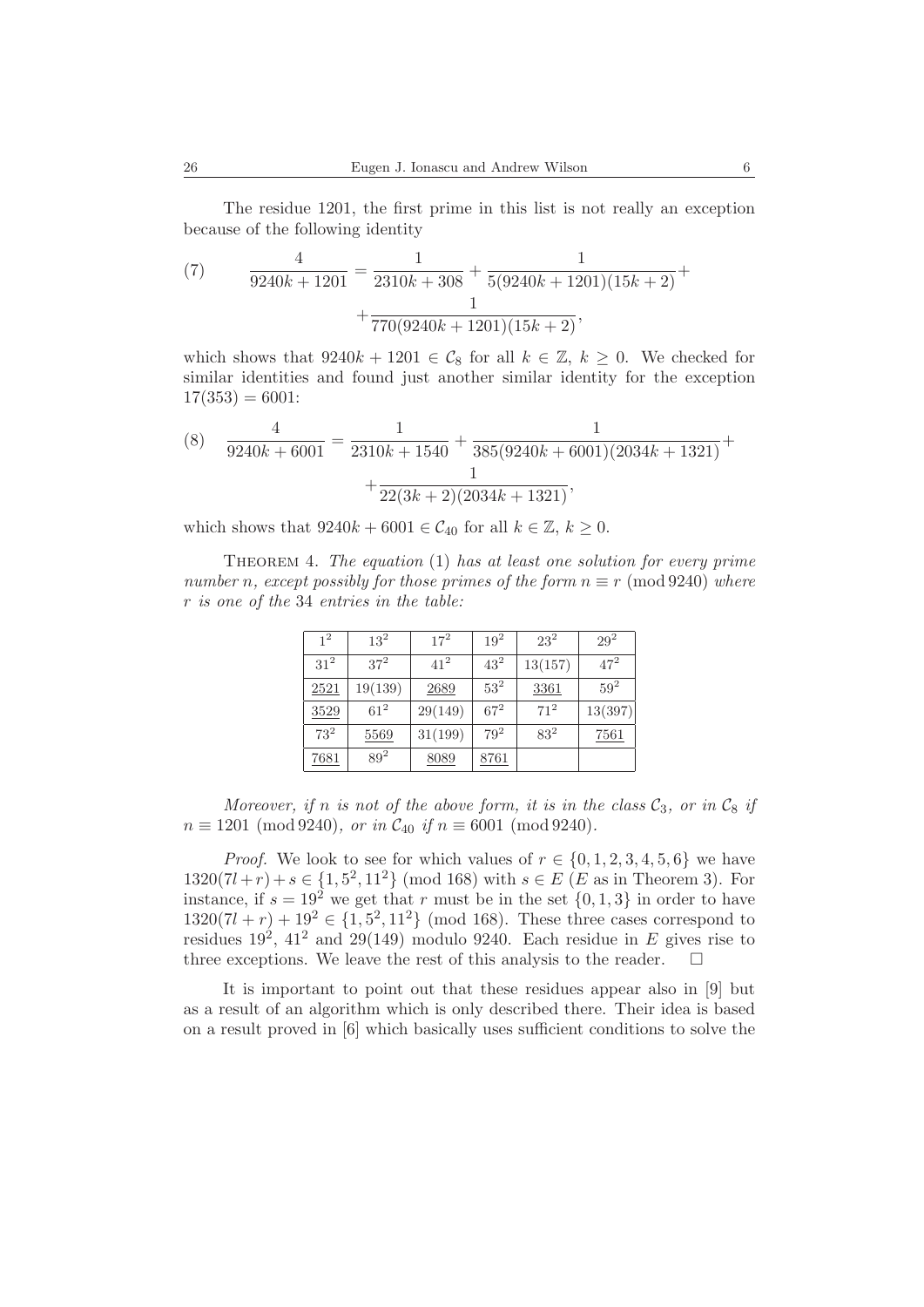The residue 1201, the first prime in this list is not really an exception because of the following identity

$$
\frac{4}{9240k+1201} = \frac{1}{2310k+308} + \frac{1}{5(9240k+1201)(15k+2)} + \frac{1}{770(9240k+1201)(15k+2)}, \tag{7}
$$

which shows that $9240k + 1201 \in \mathcal{C}_8$ for all $k \in \mathbb{Z}$, $k \geq 0$. We checked for similar identities and found just another similar identity for the exception $17(353) = 6001$:

$$
\frac{4}{9240k+6001} = \frac{1}{2310k+1540} + \frac{1}{385(9240k+6001)(2034k+1321)} + \frac{1}{22(3k+2)(2034k+1321)}, \tag{8}
$$

which shows that $9240k + 6001 \in \mathcal{C}_{40}$ for all $k \in \mathbb{Z}$, $k \geq 0$.

Theorem 4. *The equation* (1) *has at least one solution for every prime number $n$, except possibly for those primes of the form $n \equiv r \pmod{9240}$ where $r$ is one of the* 34 *entries in the table:*

| $1^2$ | $13^2$ | $17^2$ | $19^2$ | $23^2$ | $29^2$ |
|---|---|---|---|---|---|
| $31^2$ | $37^2$ | $41^2$ | $43^2$ | 13(157) | $47^2$ |
| $\underline{2521}$ | 19(139) | $\underline{2689}$ | $53^2$ | $\underline{3361}$ | $59^2$ |
| $\underline{3529}$ | $61^2$ | 29(149) | $67^2$ | $71^2$ | 13(397) |
| $73^2$ | $\underline{5569}$ | 31(199) | $79^2$ | $83^2$ | $\underline{7561}$ |
| $\underline{7681}$ | $89^2$ | $\underline{8089}$ | $\underline{8761}$ | | |

*Moreover, if $n$ is not of the above form, it is in the class $\mathcal{C}_3$, or in $\mathcal{C}_8$ if $n \equiv 1201 \pmod{9240}$, or in $\mathcal{C}_{40}$ if $n \equiv 6001 \pmod{9240}$.*

*Proof.* We look to see for which values of $r \in \{0, 1, 2, 3, 4, 5, 6\}$ we have $1320(7l+r)+s \in \{1, 5^2, 11^2\} \pmod{168}$ with $s \in E$ ($E$ as in Theorem 3). For instance, if $s = 19^2$ we get that $r$ must be in the set $\{0, 1, 3\}$ in order to have $1320(7l + r) + 19^2 \in \{1, 5^2, 11^2\} \pmod{168}$. These three cases correspond to residues $19^2$, $41^2$ and 29(149) modulo 9240. Each residue in $E$ gives rise to three exceptions. We leave the rest of this analysis to the reader. $\square$

It is important to point out that these residues appear also in [9] but as a result of an algorithm which is only described there. Their idea is based on a result proved in [6] which basically uses sufficient conditions to solve the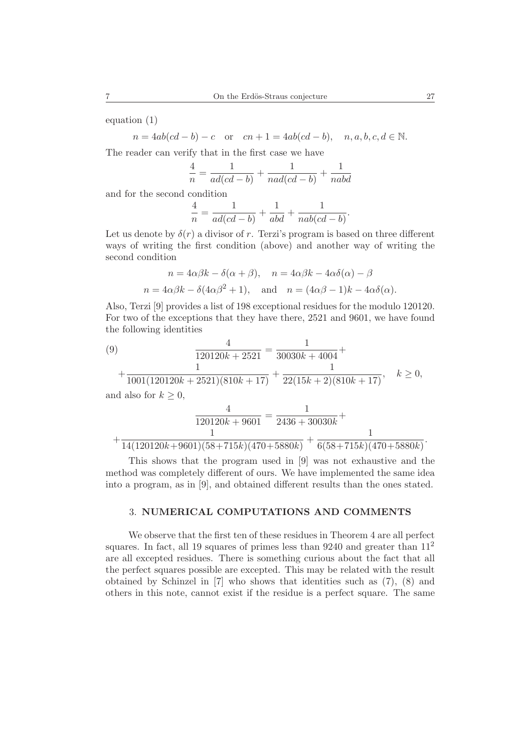equation (1)

$$n = 4ab(cd-b) - c \quad \text{or} \quad cn+1 = 4ab(cd-b), \quad n,a,b,c,d \in \mathbb{N}.$$

The reader can verify that in the first case we have

$$\frac{4}{n} = \frac{1}{ad(cd-b)} + \frac{1}{nad(cd-b)} + \frac{1}{nabd}$$

and for the second condition

$$\frac{4}{n} = \frac{1}{ad(cd-b)} + \frac{1}{abd} + \frac{1}{nab(cd-b)}.$$

Let us denote by $\delta(r)$ a divisor of $r$. Terzi's program is based on three different ways of writing the first condition (above) and another way of writing the second condition

$$n = 4\alpha\beta k - \delta(\alpha+\beta), \quad n = 4\alpha\beta k - 4\alpha\delta(\alpha) - \beta$$

$$n = 4\alpha\beta k - \delta(4\alpha\beta^2+1), \quad \text{and} \quad n = (4\alpha\beta - 1)k - 4\alpha\delta(\alpha).$$

Also, Terzi [9] provides a list of 198 exceptional residues for the modulo 120120. For two of the exceptions that they have there, 2521 and 9601, we have found the following identities

$$\frac{4}{120120k+2521} = \frac{1}{30030k+4004} + \frac{1}{1001(120120k+2521)(810k+17)} + \frac{1}{22(15k+2)(810k+17)}, \quad k \geq 0, \tag{9}$$

and also for $k \geq 0$,

$$\frac{4}{120120k+9601} = \frac{1}{2436+30030k} + \frac{1}{14(120120k+9601)(58+715k)(470+5880k)} + \frac{1}{6(58+715k)(470+5880k)}.$$

This shows that the program used in [9] was not exhaustive and the method was completely different of ours. We have implemented the same idea into a program, as in [9], and obtained different results than the ones stated.

## 3. NUMERICAL COMPUTATIONS AND COMMENTS

We observe that the first ten of these residues in Theorem 4 are all perfect squares. In fact, all 19 squares of primes less than 9240 and greater than $11^2$ are all excepted residues. There is something curious about the fact that all the perfect squares possible are excepted. This may be related with the result obtained by Schinzel in [7] who shows that identities such as (7), (8) and others in this note, cannot exist if the residue is a perfect square. The same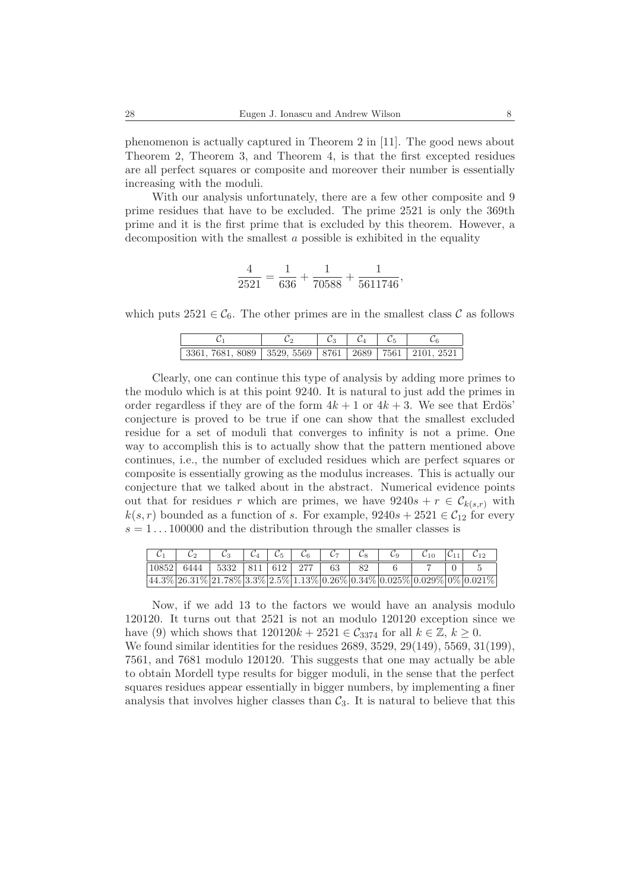phenomenon is actually captured in Theorem 2 in [11]. The good news about Theorem 2, Theorem 3, and Theorem 4, is that the first excepted residues are all perfect squares or composite and moreover their number is essentially increasing with the moduli.

With our analysis unfortunately, there are a few other composite and 9 prime residues that have to be excluded. The prime 2521 is only the 369th prime and it is the first prime that is excluded by this theorem. However, a decomposition with the smallest $a$ possible is exhibited in the equality

$$\frac{4}{2521} = \frac{1}{636} + \frac{1}{70588} + \frac{1}{5611746},$$

which puts $2521 \in \mathcal{C}_6$. The other primes are in the smallest class $\mathcal{C}$ as follows

| $\mathcal{C}_1$ | $\mathcal{C}_2$ | $\mathcal{C}_3$ | $\mathcal{C}_4$ | $\mathcal{C}_5$ | $\mathcal{C}_6$ |
|---|---|---|---|---|---|
| 3361, 7681, 8089 | 3529, 5569 | 8761 | 2689 | 7561 | 2101, 2521 |

Clearly, one can continue this type of analysis by adding more primes to the modulo which is at this point 9240. It is natural to just add the primes in order regardless if they are of the form $4k+1$ or $4k+3$. We see that Erdös' conjecture is proved to be true if one can show that the smallest excluded residue for a set of moduli that converges to infinity is not a prime. One way to accomplish this is to actually show that the pattern mentioned above continues, i.e., the number of excluded residues which are perfect squares or composite is essentially growing as the modulus increases. This is actually our conjecture that we talked about in the abstract. Numerical evidence points out that for residues $r$ which are primes, we have $9240s + r \in \mathcal{C}_{k(s,r)}$ with $k(s,r)$ bounded as a function of $s$. For example, $9240s + 2521 \in \mathcal{C}_{12}$ for every $s = 1 \ldots 100000$ and the distribution through the smaller classes is

| $\mathcal{C}_1$ | $\mathcal{C}_2$ | $\mathcal{C}_3$ | $\mathcal{C}_4$ | $\mathcal{C}_5$ | $\mathcal{C}_6$ | $\mathcal{C}_7$ | $\mathcal{C}_8$ | $\mathcal{C}_9$ | $\mathcal{C}_{10}$ | $\mathcal{C}_{11}$ | $\mathcal{C}_{12}$ |
|---|---|---|---|---|---|---|---|---|---|---|---|
| 10852 | 6444 | 5332 | 811 | 612 | 277 | 63 | 82 | 6 | 7 | 0 | 5 |
| 44.3% | 26.31% | 21.78% | 3.3% | 2.5% | 1.13% | 0.26% | 0.34% | 0.025% | 0.029% | 0% | 0.021% |

Now, if we add 13 to the factors we would have an analysis modulo 120120. It turns out that 2521 is not an modulo 120120 exception since we have (9) which shows that $120120k + 2521 \in \mathcal{C}_{3374}$ for all $k \in \mathbb{Z}$, $k \geq 0$.
We found similar identities for the residues 2689, 3529, 29(149), 5569, 31(199), 7561, and 7681 modulo 120120. This suggests that one may actually be able to obtain Mordell type results for bigger moduli, in the sense that the perfect squares residues appear essentially in bigger numbers, by implementing a finer analysis that involves higher classes than $\mathcal{C}_3$. It is natural to believe that this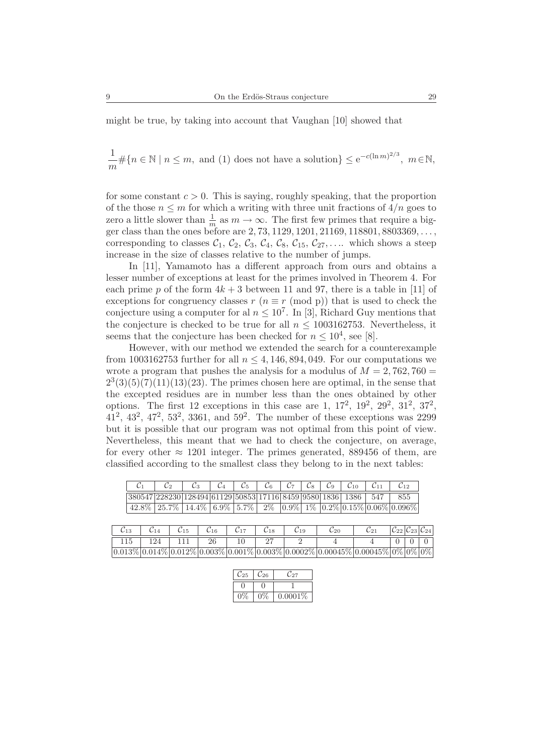might be true, by taking into account that Vaughan [10] showed that

$$\frac{1}{m}\#\{n \in \mathbb{N} \mid n \leq m, \text{ and (1) does not have a solution}\} \leq e^{-c(\ln m)^{2/3}},\ m \in \mathbb{N},$$

for some constant $c > 0$. This is saying, roughly speaking, that the proportion of the those $n \leq m$ for which a writing with three unit fractions of $4/n$ goes to zero a little slower than $\frac{1}{m}$ as $m \to \infty$. The first few primes that require a bigger class than the ones before are $2, 73, 1129, 1201, 21169, 118801, 8803369, \ldots$, corresponding to classes $\mathcal{C}_1$, $\mathcal{C}_2$, $\mathcal{C}_3$, $\mathcal{C}_4$, $\mathcal{C}_8$, $\mathcal{C}_{15}$, $\mathcal{C}_{27}, \ldots$. which shows a steep increase in the size of classes relative to the number of jumps.

In [11], Yamamoto has a different approach from ours and obtains a lesser number of exceptions at least for the primes involved in Theorem 4. For each prime $p$ of the form $4k + 3$ between 11 and 97, there is a table in [11] of exceptions for congruency classes $r$ ($n \equiv r \pmod{p}$) that is used to check the conjecture using a computer for al $n \leq 10^7$. In [3], Richard Guy mentions that the conjecture is checked to be true for all $n \leq 1003162753$. Nevertheless, it seems that the conjecture has been checked for $n \leq 10^4$, see [8].

However, with our method we extended the search for a counterexample from 1003162753 further for all $n \leq 4,146,894,049$. For our computations we wrote a program that pushes the analysis for a modulus of $M = 2,762,760 = 2^3(3)(5)(7)(11)(13)(23)$. The primes chosen here are optimal, in the sense that the excepted residues are in number less than the ones obtained by other options. The first 12 exceptions in this case are 1, $17^2$, $19^2$, $29^2$, $31^2$, $37^2$, $41^2$, $43^2$, $47^2$, $53^2$, 3361, and $59^2$. The number of these exceptions was 2299 but it is possible that our program was not optimal from this point of view. Nevertheless, this meant that we had to check the conjecture, on average, for every other $\approx 1201$ integer. The primes generated, 889456 of them, are classified according to the smallest class they belong to in the next tables:

| $\mathcal{C}_1$ | $\mathcal{C}_2$ | $\mathcal{C}_3$ | $\mathcal{C}_4$ | $\mathcal{C}_5$ | $\mathcal{C}_6$ | $\mathcal{C}_7$ | $\mathcal{C}_8$ | $\mathcal{C}_9$ | $\mathcal{C}_{10}$ | $\mathcal{C}_{11}$ | $\mathcal{C}_{12}$ |
|---|---|---|---|---|---|---|---|---|---|---|---|
| 380547 | 228230 | 128494 | 61129 | 50853 | 17116 | 8459 | 9580 | 1836 | 1386 | 547 | 855 |
| 42.8% | 25.7% | 14.4% | 6.9% | 5.7% | 2% | 0.9% | 1% | 0.2% | 0.15% | 0.06% | 0.096% |

| $\mathcal{C}_{13}$ | $\mathcal{C}_{14}$ | $\mathcal{C}_{15}$ | $\mathcal{C}_{16}$ | $\mathcal{C}_{17}$ | $\mathcal{C}_{18}$ | $\mathcal{C}_{19}$ | $\mathcal{C}_{20}$ | $\mathcal{C}_{21}$ | $\mathcal{C}_{22}$ | $\mathcal{C}_{23}$ | $\mathcal{C}_{24}$ |
|---|---|---|---|---|---|---|---|---|---|---|---|
| 115 | 124 | 111 | 26 | 10 | 27 | 2 | 4 | 4 | 0 | 0 | 0 |
| 0.013% | 0.014% | 0.012% | 0.003% | 0.001% | 0.003% | 0.0002% | 0.00045% | 0.00045% | 0% | 0% | 0% |

| $\mathcal{C}_{25}$ | $\mathcal{C}_{26}$ | $\mathcal{C}_{27}$ |
|---|---|---|
| 0 | 0 | 1 |
| 0% | 0% | 0.0001% |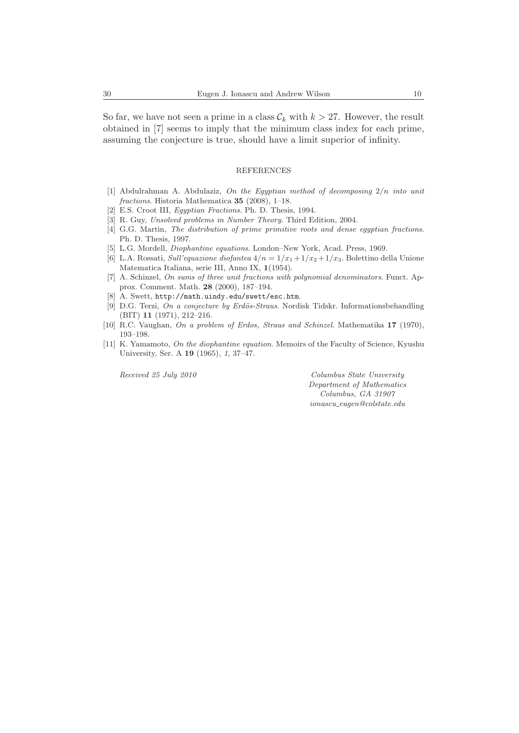So far, we have not seen a prime in a class $\mathcal{C}_k$ with $k > 27$. However, the result obtained in [7] seems to imply that the minimum class index for each prime, assuming the conjecture is true, should have a limit superior of infinity.

## REFERENCES

[1] Abdulrahman A. Abdulaziz, *On the Egyptian method of decomposing* $2/n$ *into unit fractions*. Historia Mathematica **35** (2008), 1–18.

[2] E.S. Croot III, *Egyptian Fractions*. Ph. D. Thesis, 1994.

[3] R. Guy, *Unsolved problems in Number Theory*. Third Edition, 2004.

[4] G.G. Martin, *The distribution of prime primitive roots and dense egyptian fractions*. Ph. D. Thesis, 1997.

[5] L.G. Mordell, *Diophantine equations*. London–New York, Acad. Press, 1969.

[6] L.A. Rossati, *Sull'equazione diofantea* $4/n = 1/x_1 + 1/x_2 + 1/x_3$. Bolettino della Unione Matematica Italiana, serie III, Anno IX, **1**(1954).

[7] A. Schinzel, *On sums of three unit fractions with polynomial denominators*. Funct. Approx. Comment. Math. **28** (2000), 187–194.

[8] A. Swett, `http://math.uindy.edu/swett/esc.htm`.

[9] D.G. Terzi, *On a conjecture by Erdös-Straus*. Nordisk Tidskr. Informationsbehandling (BIT) **11** (1971), 212–216.

[10] R.C. Vaughan, *On a problem of Erdos, Straus and Schinzel*. Mathematika **17** (1970), 193–198.

[11] K. Yamamoto, *On the diophantine equation*. Memoirs of the Faculty of Science, Kyushu University, Ser. A **19** (1965), *1*, 37–47.

*Received 25 July 2010*

*Columbus State University*
*Department of Mathematics*
*Columbus, GA 31907*
*ionascu_eugen@colstate.edu*